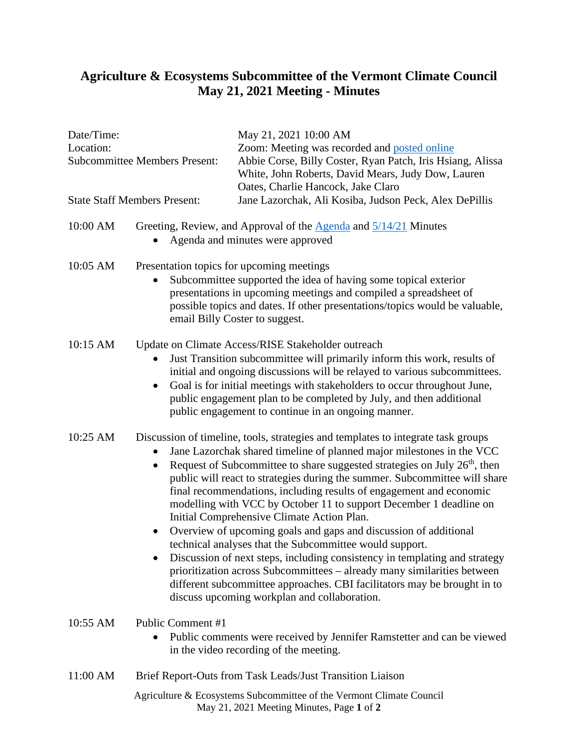# Agriculture & Ecosystems Subcommittee of the Vermont Climate Council
# May 21, 2021 Meeting - Minutes

| | |
|---|---|
| Date/Time: | May 21, 2021 10:00 AM |
| Location: | Zoom: Meeting was recorded and posted online |
| Subcommittee Members Present: | Abbie Corse, Billy Coster, Ryan Patch, Iris Hsiang, Alissa White, John Roberts, David Mears, Judy Dow, Lauren Oates, Charlie Hancock, Jake Claro |
| State Staff Members Present: | Jane Lazorchak, Ali Kosiba, Judson Peck, Alex DePillis |

**10:00 AM** Greeting, Review, and Approval of the Agenda and 5/14/21 Minutes

- Agenda and minutes were approved

**10:05 AM** Presentation topics for upcoming meetings

- Subcommittee supported the idea of having some topical exterior presentations in upcoming meetings and compiled a spreadsheet of possible topics and dates. If other presentations/topics would be valuable, email Billy Coster to suggest.

**10:15 AM** Update on Climate Access/RISE Stakeholder outreach

- Just Transition subcommittee will primarily inform this work, results of initial and ongoing discussions will be relayed to various subcommittees.
- Goal is for initial meetings with stakeholders to occur throughout June, public engagement plan to be completed by July, and then additional public engagement to continue in an ongoing manner.

**10:25 AM** Discussion of timeline, tools, strategies and templates to integrate task groups

- Jane Lazorchak shared timeline of planned major milestones in the VCC
- Request of Subcommittee to share suggested strategies on July 26th, then public will react to strategies during the summer. Subcommittee will share final recommendations, including results of engagement and economic modelling with VCC by October 11 to support December 1 deadline on Initial Comprehensive Climate Action Plan.
- Overview of upcoming goals and gaps and discussion of additional technical analyses that the Subcommittee would support.
- Discussion of next steps, including consistency in templating and strategy prioritization across Subcommittees – already many similarities between different subcommittee approaches. CBI facilitators may be brought in to discuss upcoming workplan and collaboration.

**10:55 AM** Public Comment #1

- Public comments were received by Jennifer Ramstetter and can be viewed in the video recording of the meeting.

**11:00 AM** Brief Report-Outs from Task Leads/Just Transition Liaison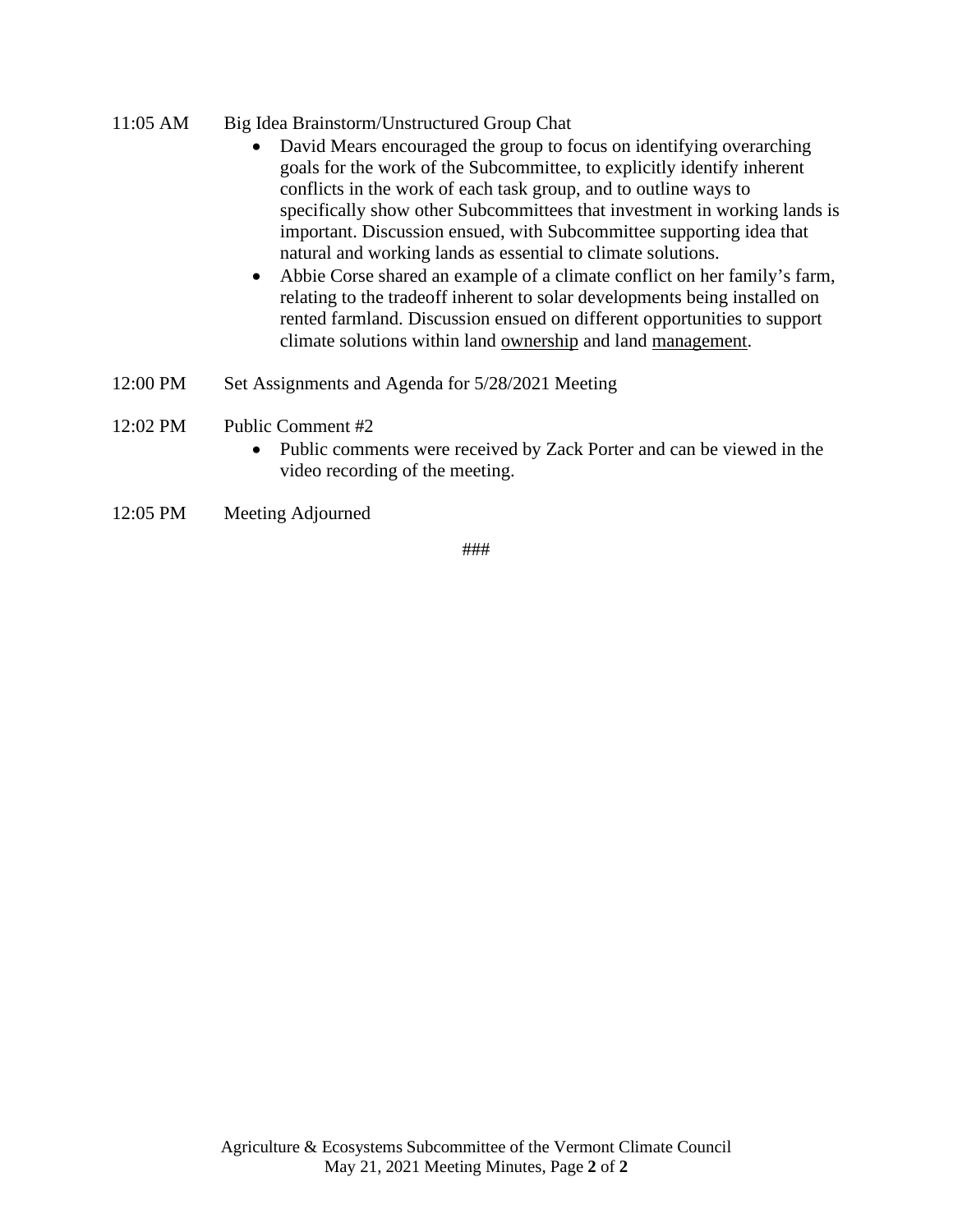11:05 AM Big Idea Brainstorm/Unstructured Group Chat

- David Mears encouraged the group to focus on identifying overarching goals for the work of the Subcommittee, to explicitly identify inherent conflicts in the work of each task group, and to outline ways to specifically show other Subcommittees that investment in working lands is important. Discussion ensued, with Subcommittee supporting idea that natural and working lands as essential to climate solutions.
- Abbie Corse shared an example of a climate conflict on her family's farm, relating to the tradeoff inherent to solar developments being installed on rented farmland. Discussion ensued on different opportunities to support climate solutions within land <u>ownership</u> and land <u>management</u>.

12:00 PM Set Assignments and Agenda for 5/28/2021 Meeting

12:02 PM Public Comment #2

- Public comments were received by Zack Porter and can be viewed in the video recording of the meeting.

12:05 PM Meeting Adjourned

###